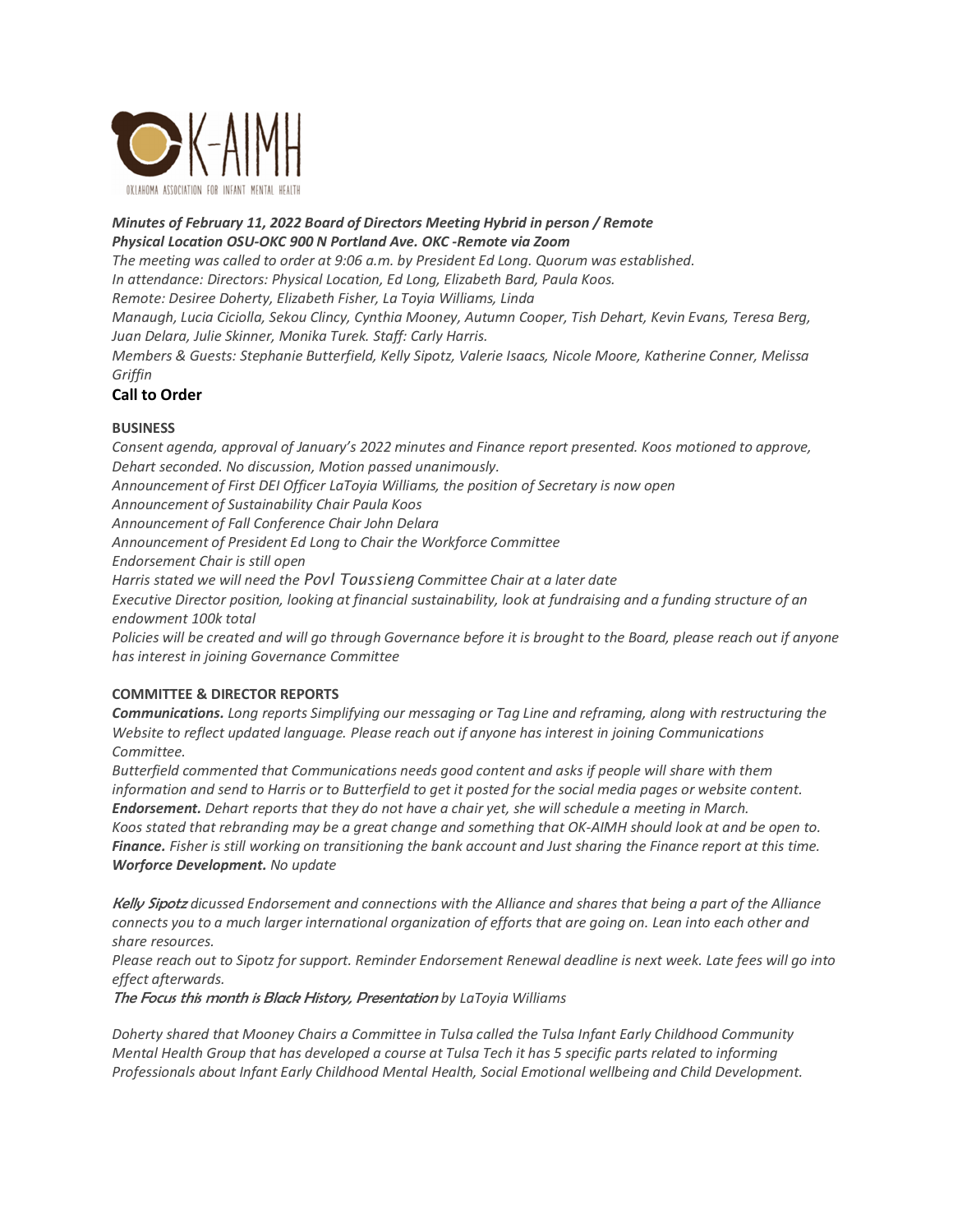OKLAHOMA ASSOCIATION FOR INFANT MENTAL HEALTH

***Minutes of February 11, 2022 Board of Directors Meeting Hybrid in person / Remote***
***Physical Location OSU-OKC 900 N Portland Ave. OKC -Remote via Zoom***

*The meeting was called to order at 9:06 a.m. by President Ed Long. Quorum was established.*
*In attendance: Directors: Physical Location, Ed Long, Elizabeth Bard, Paula Koos.*
*Remote: Desiree Doherty, Elizabeth Fisher, La Toyia Williams, Linda Manaugh, Lucia Ciciolla, Sekou Clincy, Cynthia Mooney, Autumn Cooper, Tish Dehart, Kevin Evans, Teresa Berg, Juan Delara, Julie Skinner, Monika Turek. Staff: Carly Harris.*
*Members & Guests: Stephanie Butterfield, Kelly Sipotz, Valerie Isaacs, Nicole Moore, Katherine Conner, Melissa Griffin*

## Call to Order

### BUSINESS

*Consent agenda, approval of January's 2022 minutes and Finance report presented. Koos motioned to approve, Dehart seconded. No discussion, Motion passed unanimously.*
*Announcement of First DEI Officer LaToyia Williams, the position of Secretary is now open*
*Announcement of Sustainability Chair Paula Koos*
*Announcement of Fall Conference Chair John Delara*
*Announcement of President Ed Long to Chair the Workforce Committee*
*Endorsement Chair is still open*
*Harris stated we will need the Povl Toussieng Committee Chair at a later date*
*Executive Director position, looking at financial sustainability, look at fundraising and a funding structure of an endowment 100k total*
*Policies will be created and will go through Governance before it is brought to the Board, please reach out if anyone has interest in joining Governance Committee*

### COMMITTEE & DIRECTOR REPORTS

***Communications.*** *Long reports Simplifying our messaging or Tag Line and reframing, along with restructuring the Website to reflect updated language. Please reach out if anyone has interest in joining Communications Committee.*
*Butterfield commented that Communications needs good content and asks if people will share with them information and send to Harris or to Butterfield to get it posted for the social media pages or website content.*
***Endorsement.*** *Dehart reports that they do not have a chair yet, she will schedule a meeting in March.*
*Koos stated that rebranding may be a great change and something that OK-AIMH should look at and be open to.*
***Finance.*** *Fisher is still working on transitioning the bank account and Just sharing the Finance report at this time.*
***Worforce Development.*** *No update*

***Kelly Sipotz*** *dicussed Endorsement and connections with the Alliance and shares that being a part of the Alliance connects you to a much larger international organization of efforts that are going on. Lean into each other and share resources.*
*Please reach out to Sipotz for support. Reminder Endorsement Renewal deadline is next week. Late fees will go into effect afterwards.*
***The Focus this month is Black History, Presentation*** *by LaToyia Williams*

*Doherty shared that Mooney Chairs a Committee in Tulsa called the Tulsa Infant Early Childhood Community Mental Health Group that has developed a course at Tulsa Tech it has 5 specific parts related to informing Professionals about Infant Early Childhood Mental Health, Social Emotional wellbeing and Child Development.*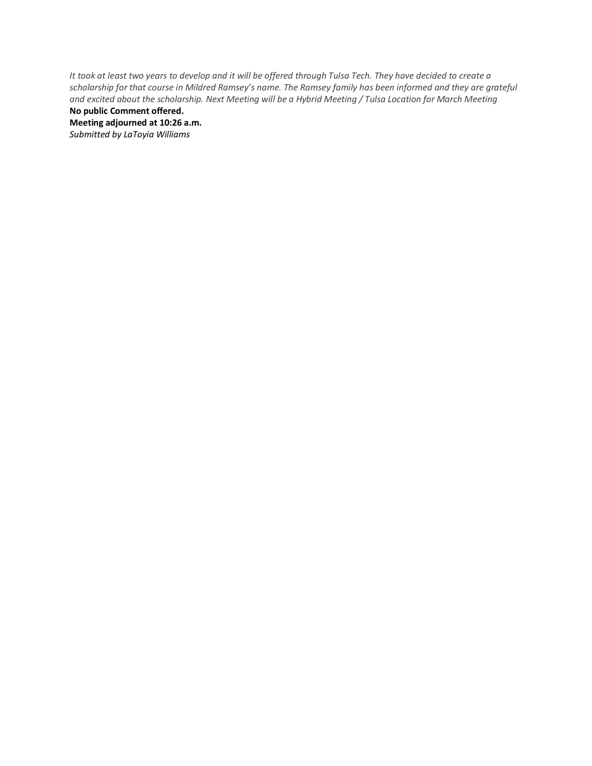*It took at least two years to develop and it will be offered through Tulsa Tech. They have decided to create a scholarship for that course in Mildred Ramsey's name. The Ramsey family has been informed and they are grateful and excited about the scholarship. Next Meeting will be a Hybrid Meeting / Tulsa Location for March Meeting*

**No public Comment offered.**

**Meeting adjourned at 10:26 a.m.**

*Submitted by LaToyia Williams*